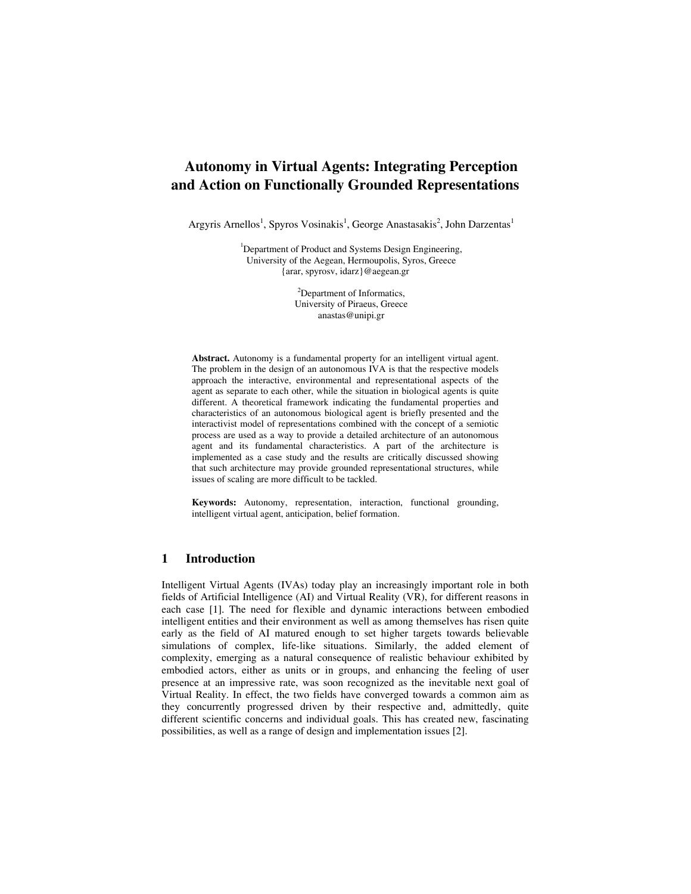# Autonomy in Virtual Agents: Integrating Perception and Action on Functionally Grounded Representations

Argyris Arnellos[1], Spyros Vosinakis[1], George Anastasakis[2], John Darzentas[1]

[1]Department of Product and Systems Design Engineering, University of the Aegean, Hermoupolis, Syros, Greece
{arar, spyrosv, idarz}@aegean.gr

[2]Department of Informatics, University of Piraeus, Greece
anastas@unipi.gr

**Abstract.** Autonomy is a fundamental property for an intelligent virtual agent. The problem in the design of an autonomous IVA is that the respective models approach the interactive, environmental and representational aspects of the agent as separate to each other, while the situation in biological agents is quite different. A theoretical framework indicating the fundamental properties and characteristics of an autonomous biological agent is briefly presented and the interactivist model of representations combined with the concept of a semiotic process are used as a way to provide a detailed architecture of an autonomous agent and its fundamental characteristics. A part of the architecture is implemented as a case study and the results are critically discussed showing that such architecture may provide grounded representational structures, while issues of scaling are more difficult to be tackled.

**Keywords:** Autonomy, representation, interaction, functional grounding, intelligent virtual agent, anticipation, belief formation.

## 1 Introduction

Intelligent Virtual Agents (IVAs) today play an increasingly important role in both fields of Artificial Intelligence (AI) and Virtual Reality (VR), for different reasons in each case [1]. The need for flexible and dynamic interactions between embodied intelligent entities and their environment as well as among themselves has risen quite early as the field of AI matured enough to set higher targets towards believable simulations of complex, life-like situations. Similarly, the added element of complexity, emerging as a natural consequence of realistic behaviour exhibited by embodied actors, either as units or in groups, and enhancing the feeling of user presence at an impressive rate, was soon recognized as the inevitable next goal of Virtual Reality. In effect, the two fields have converged towards a common aim as they concurrently progressed driven by their respective and, admittedly, quite different scientific concerns and individual goals. This has created new, fascinating possibilities, as well as a range of design and implementation issues [2].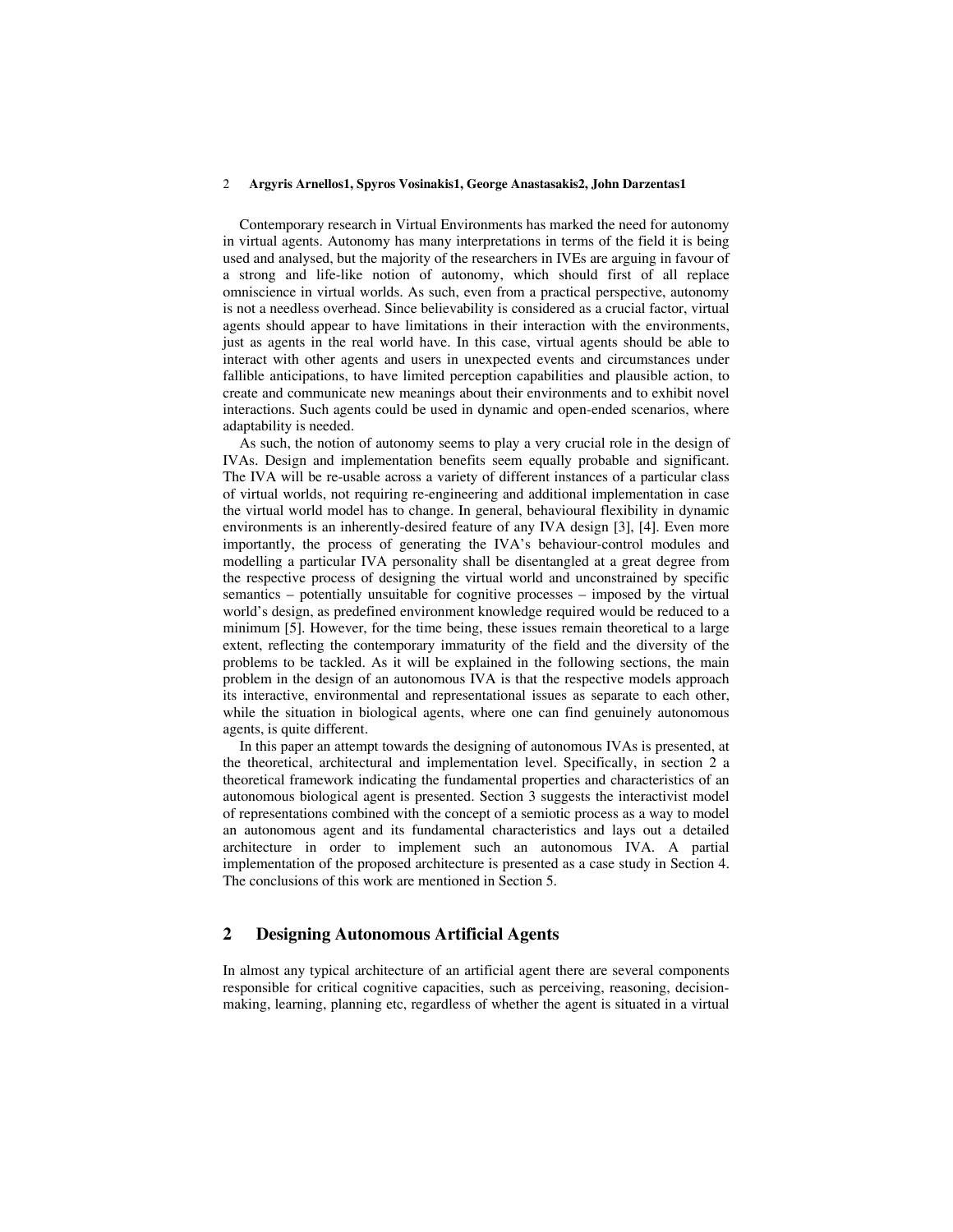Contemporary research in Virtual Environments has marked the need for autonomy in virtual agents. Autonomy has many interpretations in terms of the field it is being used and analysed, but the majority of the researchers in IVEs are arguing in favour of a strong and life-like notion of autonomy, which should first of all replace omniscience in virtual worlds. As such, even from a practical perspective, autonomy is not a needless overhead. Since believability is considered as a crucial factor, virtual agents should appear to have limitations in their interaction with the environments, just as agents in the real world have. In this case, virtual agents should be able to interact with other agents and users in unexpected events and circumstances under fallible anticipations, to have limited perception capabilities and plausible action, to create and communicate new meanings about their environments and to exhibit novel interactions. Such agents could be used in dynamic and open-ended scenarios, where adaptability is needed.

As such, the notion of autonomy seems to play a very crucial role in the design of IVAs. Design and implementation benefits seem equally probable and significant. The IVA will be re-usable across a variety of different instances of a particular class of virtual worlds, not requiring re-engineering and additional implementation in case the virtual world model has to change. In general, behavioural flexibility in dynamic environments is an inherently-desired feature of any IVA design [3], [4]. Even more importantly, the process of generating the IVA's behaviour-control modules and modelling a particular IVA personality shall be disentangled at a great degree from the respective process of designing the virtual world and unconstrained by specific semantics – potentially unsuitable for cognitive processes – imposed by the virtual world's design, as predefined environment knowledge required would be reduced to a minimum [5]. However, for the time being, these issues remain theoretical to a large extent, reflecting the contemporary immaturity of the field and the diversity of the problems to be tackled. As it will be explained in the following sections, the main problem in the design of an autonomous IVA is that the respective models approach its interactive, environmental and representational issues as separate to each other, while the situation in biological agents, where one can find genuinely autonomous agents, is quite different.

In this paper an attempt towards the designing of autonomous IVAs is presented, at the theoretical, architectural and implementation level. Specifically, in section 2 a theoretical framework indicating the fundamental properties and characteristics of an autonomous biological agent is presented. Section 3 suggests the interactivist model of representations combined with the concept of a semiotic process as a way to model an autonomous agent and its fundamental characteristics and lays out a detailed architecture in order to implement such an autonomous IVA. A partial implementation of the proposed architecture is presented as a case study in Section 4. The conclusions of this work are mentioned in Section 5.

## 2 Designing Autonomous Artificial Agents

In almost any typical architecture of an artificial agent there are several components responsible for critical cognitive capacities, such as perceiving, reasoning, decision-making, learning, planning etc, regardless of whether the agent is situated in a virtual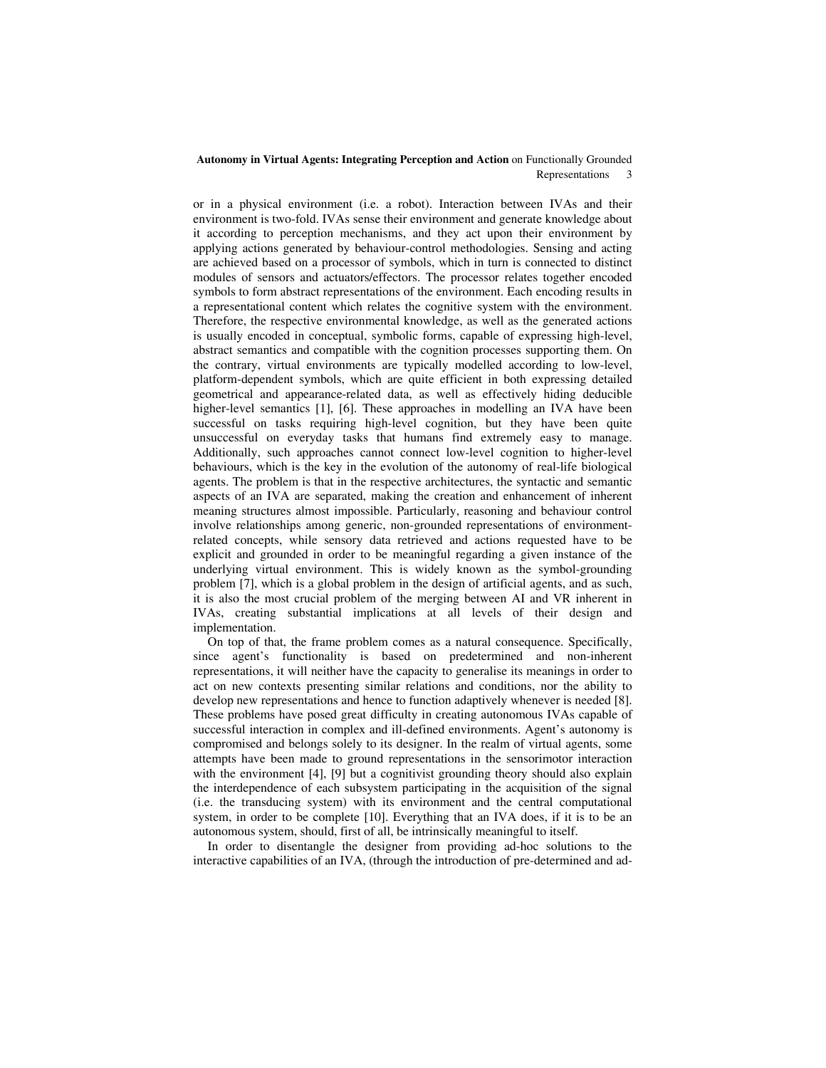or in a physical environment (i.e. a robot). Interaction between IVAs and their environment is two-fold. IVAs sense their environment and generate knowledge about it according to perception mechanisms, and they act upon their environment by applying actions generated by behaviour-control methodologies. Sensing and acting are achieved based on a processor of symbols, which in turn is connected to distinct modules of sensors and actuators/effectors. The processor relates together encoded symbols to form abstract representations of the environment. Each encoding results in a representational content which relates the cognitive system with the environment. Therefore, the respective environmental knowledge, as well as the generated actions is usually encoded in conceptual, symbolic forms, capable of expressing high-level, abstract semantics and compatible with the cognition processes supporting them. On the contrary, virtual environments are typically modelled according to low-level, platform-dependent symbols, which are quite efficient in both expressing detailed geometrical and appearance-related data, as well as effectively hiding deducible higher-level semantics [1], [6]. These approaches in modelling an IVA have been successful on tasks requiring high-level cognition, but they have been quite unsuccessful on everyday tasks that humans find extremely easy to manage. Additionally, such approaches cannot connect low-level cognition to higher-level behaviours, which is the key in the evolution of the autonomy of real-life biological agents. The problem is that in the respective architectures, the syntactic and semantic aspects of an IVA are separated, making the creation and enhancement of inherent meaning structures almost impossible. Particularly, reasoning and behaviour control involve relationships among generic, non-grounded representations of environment-related concepts, while sensory data retrieved and actions requested have to be explicit and grounded in order to be meaningful regarding a given instance of the underlying virtual environment. This is widely known as the symbol-grounding problem [7], which is a global problem in the design of artificial agents, and as such, it is also the most crucial problem of the merging between AI and VR inherent in IVAs, creating substantial implications at all levels of their design and implementation.

On top of that, the frame problem comes as a natural consequence. Specifically, since agent's functionality is based on predetermined and non-inherent representations, it will neither have the capacity to generalise its meanings in order to act on new contexts presenting similar relations and conditions, nor the ability to develop new representations and hence to function adaptively whenever is needed [8]. These problems have posed great difficulty in creating autonomous IVAs capable of successful interaction in complex and ill-defined environments. Agent's autonomy is compromised and belongs solely to its designer. In the realm of virtual agents, some attempts have been made to ground representations in the sensorimotor interaction with the environment [4], [9] but a cognitivist grounding theory should also explain the interdependence of each subsystem participating in the acquisition of the signal (i.e. the transducing system) with its environment and the central computational system, in order to be complete [10]. Everything that an IVA does, if it is to be an autonomous system, should, first of all, be intrinsically meaningful to itself.

In order to disentangle the designer from providing ad-hoc solutions to the interactive capabilities of an IVA, (through the introduction of pre-determined and ad-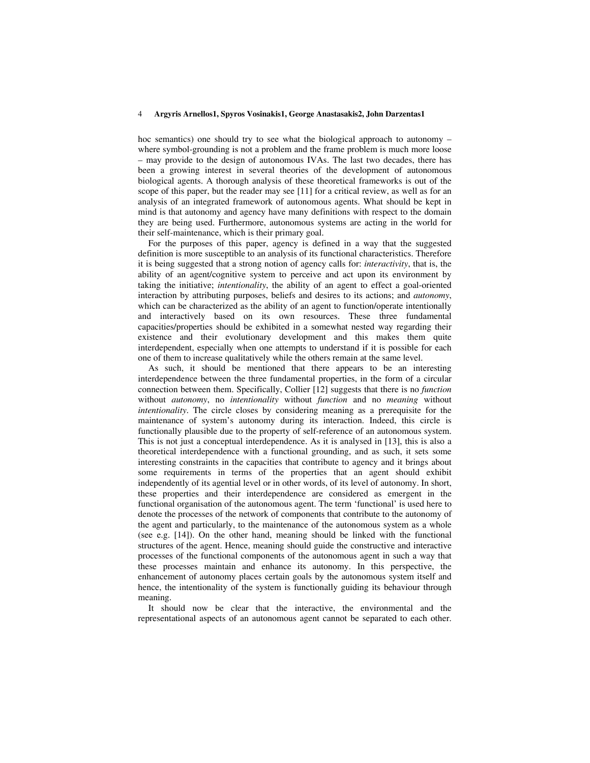hoc semantics) one should try to see what the biological approach to autonomy – where symbol-grounding is not a problem and the frame problem is much more loose – may provide to the design of autonomous IVAs. The last two decades, there has been a growing interest in several theories of the development of autonomous biological agents. A thorough analysis of these theoretical frameworks is out of the scope of this paper, but the reader may see [11] for a critical review, as well as for an analysis of an integrated framework of autonomous agents. What should be kept in mind is that autonomy and agency have many definitions with respect to the domain they are being used. Furthermore, autonomous systems are acting in the world for their self-maintenance, which is their primary goal.

For the purposes of this paper, agency is defined in a way that the suggested definition is more susceptible to an analysis of its functional characteristics. Therefore it is being suggested that a strong notion of agency calls for: *interactivity*, that is, the ability of an agent/cognitive system to perceive and act upon its environment by taking the initiative; *intentionality*, the ability of an agent to effect a goal-oriented interaction by attributing purposes, beliefs and desires to its actions; and *autonomy*, which can be characterized as the ability of an agent to function/operate intentionally and interactively based on its own resources. These three fundamental capacities/properties should be exhibited in a somewhat nested way regarding their existence and their evolutionary development and this makes them quite interdependent, especially when one attempts to understand if it is possible for each one of them to increase qualitatively while the others remain at the same level.

As such, it should be mentioned that there appears to be an interesting interdependence between the three fundamental properties, in the form of a circular connection between them. Specifically, Collier [12] suggests that there is no *function* without *autonomy*, no *intentionality* without *function* and no *meaning* without *intentionality*. The circle closes by considering meaning as a prerequisite for the maintenance of system's autonomy during its interaction. Indeed, this circle is functionally plausible due to the property of self-reference of an autonomous system. This is not just a conceptual interdependence. As it is analysed in [13], this is also a theoretical interdependence with a functional grounding, and as such, it sets some interesting constraints in the capacities that contribute to agency and it brings about some requirements in terms of the properties that an agent should exhibit independently of its agential level or in other words, of its level of autonomy. In short, these properties and their interdependence are considered as emergent in the functional organisation of the autonomous agent. The term 'functional' is used here to denote the processes of the network of components that contribute to the autonomy of the agent and particularly, to the maintenance of the autonomous system as a whole (see e.g. [14]). On the other hand, meaning should be linked with the functional structures of the agent. Hence, meaning should guide the constructive and interactive processes of the functional components of the autonomous agent in such a way that these processes maintain and enhance its autonomy. In this perspective, the enhancement of autonomy places certain goals by the autonomous system itself and hence, the intentionality of the system is functionally guiding its behaviour through meaning.

It should now be clear that the interactive, the environmental and the representational aspects of an autonomous agent cannot be separated to each other.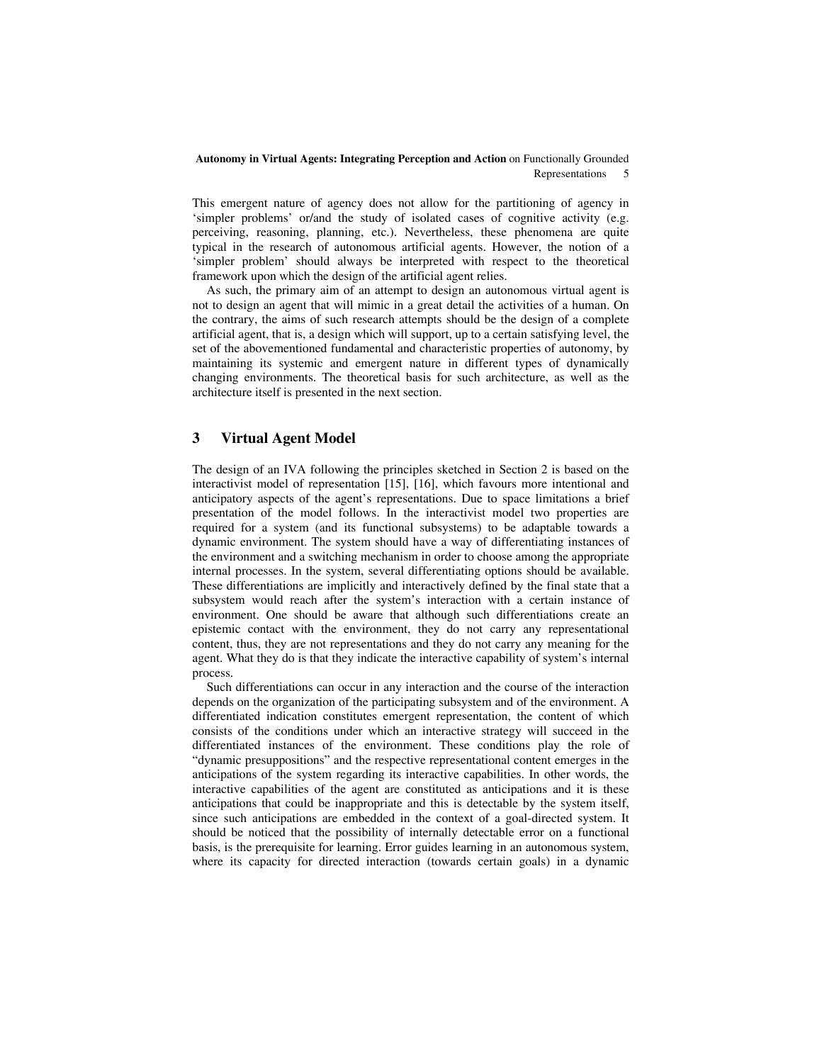This emergent nature of agency does not allow for the partitioning of agency in ‘simpler problems’ or/and the study of isolated cases of cognitive activity (e.g. perceiving, reasoning, planning, etc.). Nevertheless, these phenomena are quite typical in the research of autonomous artificial agents. However, the notion of a ‘simpler problem’ should always be interpreted with respect to the theoretical framework upon which the design of the artificial agent relies.

As such, the primary aim of an attempt to design an autonomous virtual agent is not to design an agent that will mimic in a great detail the activities of a human. On the contrary, the aims of such research attempts should be the design of a complete artificial agent, that is, a design which will support, up to a certain satisfying level, the set of the abovementioned fundamental and characteristic properties of autonomy, by maintaining its systemic and emergent nature in different types of dynamically changing environments. The theoretical basis for such architecture, as well as the architecture itself is presented in the next section.

## 3 Virtual Agent Model

The design of an IVA following the principles sketched in Section 2 is based on the interactivist model of representation [15], [16], which favours more intentional and anticipatory aspects of the agent’s representations. Due to space limitations a brief presentation of the model follows. In the interactivist model two properties are required for a system (and its functional subsystems) to be adaptable towards a dynamic environment. The system should have a way of differentiating instances of the environment and a switching mechanism in order to choose among the appropriate internal processes. In the system, several differentiating options should be available. These differentiations are implicitly and interactively defined by the final state that a subsystem would reach after the system’s interaction with a certain instance of environment. One should be aware that although such differentiations create an epistemic contact with the environment, they do not carry any representational content, thus, they are not representations and they do not carry any meaning for the agent. What they do is that they indicate the interactive capability of system’s internal process.

Such differentiations can occur in any interaction and the course of the interaction depends on the organization of the participating subsystem and of the environment. A differentiated indication constitutes emergent representation, the content of which consists of the conditions under which an interactive strategy will succeed in the differentiated instances of the environment. These conditions play the role of “dynamic presuppositions” and the respective representational content emerges in the anticipations of the system regarding its interactive capabilities. In other words, the interactive capabilities of the agent are constituted as anticipations and it is these anticipations that could be inappropriate and this is detectable by the system itself, since such anticipations are embedded in the context of a goal-directed system. It should be noticed that the possibility of internally detectable error on a functional basis, is the prerequisite for learning. Error guides learning in an autonomous system, where its capacity for directed interaction (towards certain goals) in a dynamic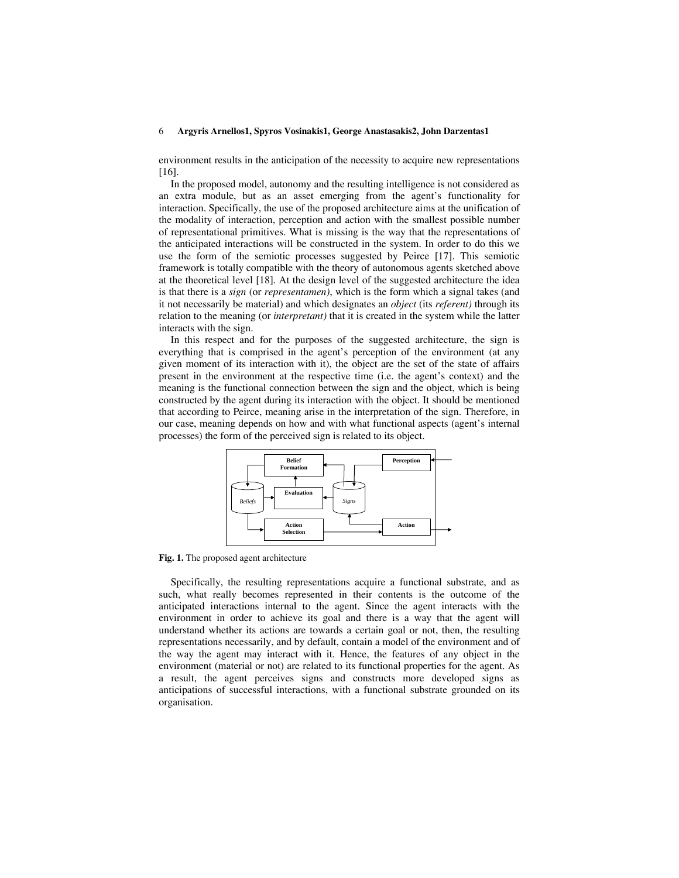environment results in the anticipation of the necessity to acquire new representations [16].

In the proposed model, autonomy and the resulting intelligence is not considered as an extra module, but as an asset emerging from the agent's functionality for interaction. Specifically, the use of the proposed architecture aims at the unification of the modality of interaction, perception and action with the smallest possible number of representational primitives. What is missing is the way that the representations of the anticipated interactions will be constructed in the system. In order to do this we use the form of the semiotic processes suggested by Peirce [17]. This semiotic framework is totally compatible with the theory of autonomous agents sketched above at the theoretical level [18]. At the design level of the suggested architecture the idea is that there is a *sign* (or *representamen)*, which is the form which a signal takes (and it not necessarily be material) and which designates an *object* (its *referent)* through its relation to the meaning (or *interpretant)* that it is created in the system while the latter interacts with the sign.

In this respect and for the purposes of the suggested architecture, the sign is everything that is comprised in the agent's perception of the environment (at any given moment of its interaction with it), the object are the set of the state of affairs present in the environment at the respective time (i.e. the agent's context) and the meaning is the functional connection between the sign and the object, which is being constructed by the agent during its interaction with the object. It should be mentioned that according to Peirce, meaning arise in the interpretation of the sign. Therefore, in our case, meaning depends on how and with what functional aspects (agent's internal processes) the form of the perceived sign is related to its object.

Belief Formation

Perception

Evaluation

Beliefs

Signs

Action Selection

Action

**Fig. 1.** The proposed agent architecture

Specifically, the resulting representations acquire a functional substrate, and as such, what really becomes represented in their contents is the outcome of the anticipated interactions internal to the agent. Since the agent interacts with the environment in order to achieve its goal and there is a way that the agent will understand whether its actions are towards a certain goal or not, then, the resulting representations necessarily, and by default, contain a model of the environment and of the way the agent may interact with it. Hence, the features of any object in the environment (material or not) are related to its functional properties for the agent. As a result, the agent perceives signs and constructs more developed signs as anticipations of successful interactions, with a functional substrate grounded on its organisation.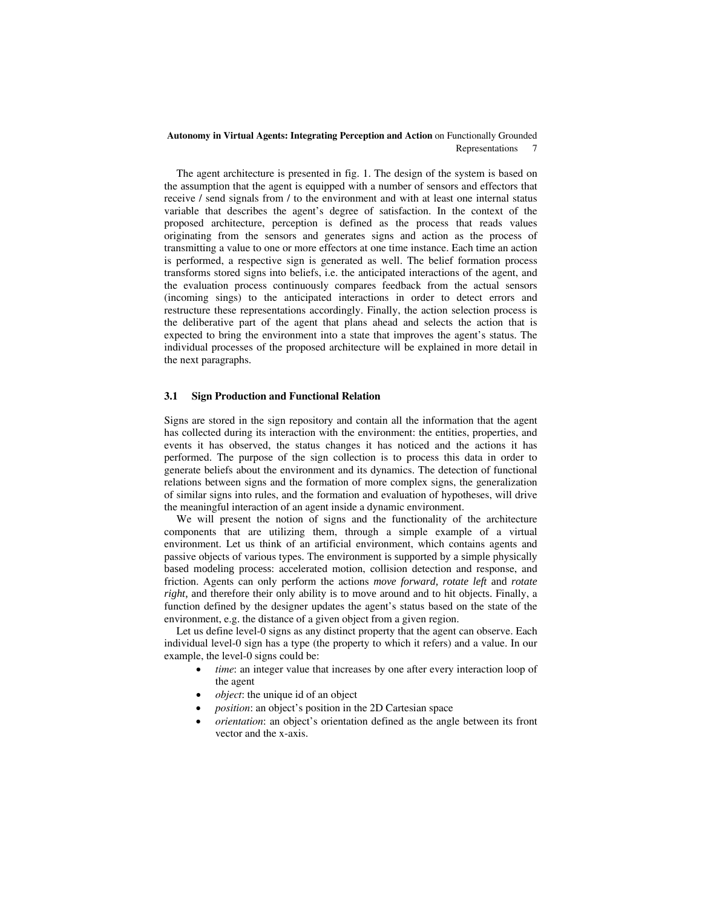The agent architecture is presented in fig. 1. The design of the system is based on the assumption that the agent is equipped with a number of sensors and effectors that receive / send signals from / to the environment and with at least one internal status variable that describes the agent's degree of satisfaction. In the context of the proposed architecture, perception is defined as the process that reads values originating from the sensors and generates signs and action as the process of transmitting a value to one or more effectors at one time instance. Each time an action is performed, a respective sign is generated as well. The belief formation process transforms stored signs into beliefs, i.e. the anticipated interactions of the agent, and the evaluation process continuously compares feedback from the actual sensors (incoming sings) to the anticipated interactions in order to detect errors and restructure these representations accordingly. Finally, the action selection process is the deliberative part of the agent that plans ahead and selects the action that is expected to bring the environment into a state that improves the agent's status. The individual processes of the proposed architecture will be explained in more detail in the next paragraphs.

### 3.1 Sign Production and Functional Relation

Signs are stored in the sign repository and contain all the information that the agent has collected during its interaction with the environment: the entities, properties, and events it has observed, the status changes it has noticed and the actions it has performed. The purpose of the sign collection is to process this data in order to generate beliefs about the environment and its dynamics. The detection of functional relations between signs and the formation of more complex signs, the generalization of similar signs into rules, and the formation and evaluation of hypotheses, will drive the meaningful interaction of an agent inside a dynamic environment.

We will present the notion of signs and the functionality of the architecture components that are utilizing them, through a simple example of a virtual environment. Let us think of an artificial environment, which contains agents and passive objects of various types. The environment is supported by a simple physically based modeling process: accelerated motion, collision detection and response, and friction. Agents can only perform the actions *move forward, rotate left* and *rotate right,* and therefore their only ability is to move around and to hit objects. Finally, a function defined by the designer updates the agent's status based on the state of the environment, e.g. the distance of a given object from a given region.

Let us define level-0 signs as any distinct property that the agent can observe. Each individual level-0 sign has a type (the property to which it refers) and a value. In our example, the level-0 signs could be:

- *time*: an integer value that increases by one after every interaction loop of the agent
- *object*: the unique id of an object
- *position*: an object's position in the 2D Cartesian space
- *orientation*: an object's orientation defined as the angle between its front vector and the x-axis.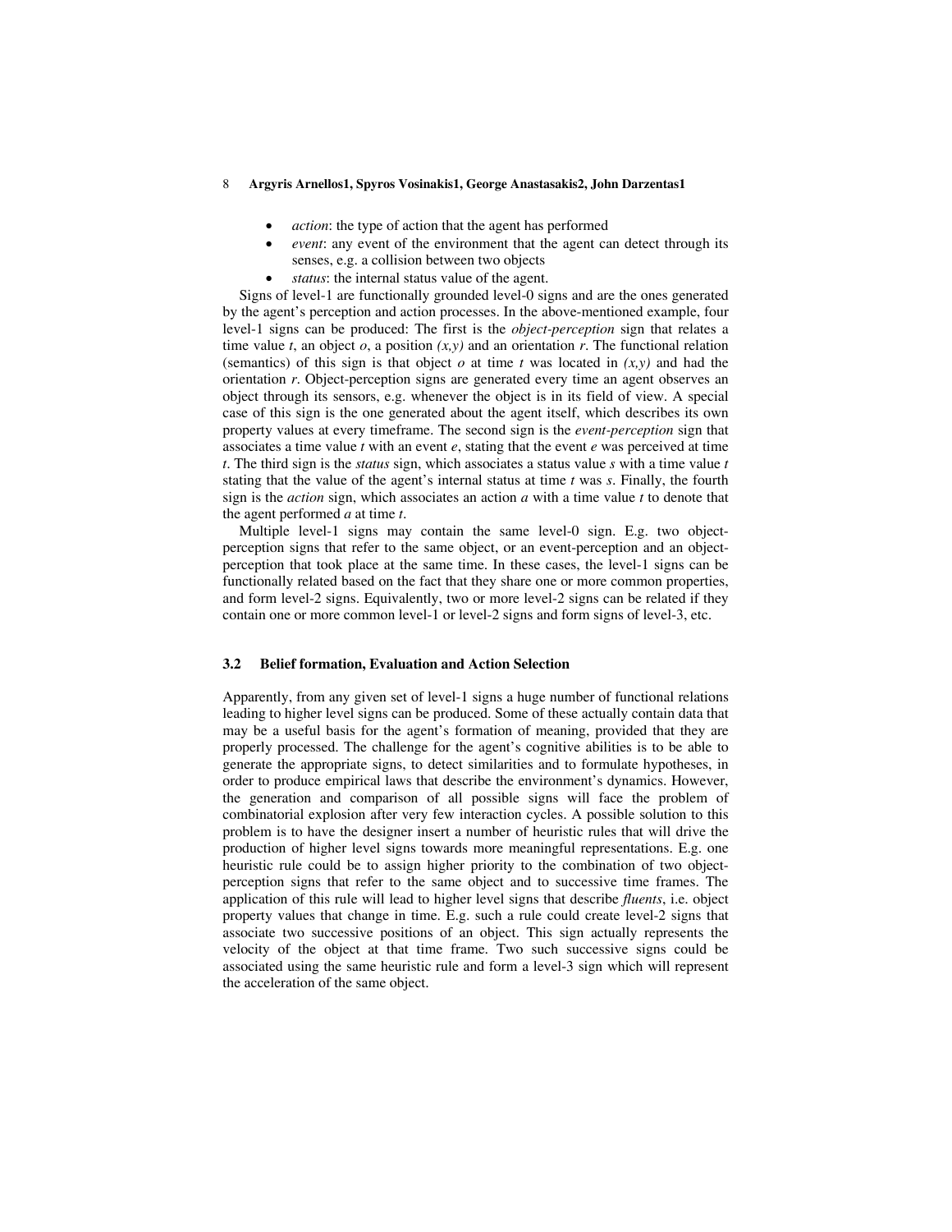- *action*: the type of action that the agent has performed
- *event*: any event of the environment that the agent can detect through its senses, e.g. a collision between two objects
- *status*: the internal status value of the agent.

Signs of level-1 are functionally grounded level-0 signs and are the ones generated by the agent's perception and action processes. In the above-mentioned example, four level-1 signs can be produced: The first is the *object-perception* sign that relates a time value *t*, an object *o*, a position *(x,y)* and an orientation *r*. The functional relation (semantics) of this sign is that object *o* at time *t* was located in *(x,y)* and had the orientation *r*. Object-perception signs are generated every time an agent observes an object through its sensors, e.g. whenever the object is in its field of view. A special case of this sign is the one generated about the agent itself, which describes its own property values at every timeframe. The second sign is the *event-perception* sign that associates a time value *t* with an event *e*, stating that the event *e* was perceived at time *t*. The third sign is the *status* sign, which associates a status value *s* with a time value *t* stating that the value of the agent's internal status at time *t* was *s*. Finally, the fourth sign is the *action* sign, which associates an action *a* with a time value *t* to denote that the agent performed *a* at time *t*.

Multiple level-1 signs may contain the same level-0 sign. E.g. two object-perception signs that refer to the same object, or an event-perception and an object-perception that took place at the same time. In these cases, the level-1 signs can be functionally related based on the fact that they share one or more common properties, and form level-2 signs. Equivalently, two or more level-2 signs can be related if they contain one or more common level-1 or level-2 signs and form signs of level-3, etc.

### 3.2 Belief formation, Evaluation and Action Selection

Apparently, from any given set of level-1 signs a huge number of functional relations leading to higher level signs can be produced. Some of these actually contain data that may be a useful basis for the agent's formation of meaning, provided that they are properly processed. The challenge for the agent's cognitive abilities is to be able to generate the appropriate signs, to detect similarities and to formulate hypotheses, in order to produce empirical laws that describe the environment's dynamics. However, the generation and comparison of all possible signs will face the problem of combinatorial explosion after very few interaction cycles. A possible solution to this problem is to have the designer insert a number of heuristic rules that will drive the production of higher level signs towards more meaningful representations. E.g. one heuristic rule could be to assign higher priority to the combination of two object-perception signs that refer to the same object and to successive time frames. The application of this rule will lead to higher level signs that describe *fluents*, i.e. object property values that change in time. E.g. such a rule could create level-2 signs that associate two successive positions of an object. This sign actually represents the velocity of the object at that time frame. Two such successive signs could be associated using the same heuristic rule and form a level-3 sign which will represent the acceleration of the same object.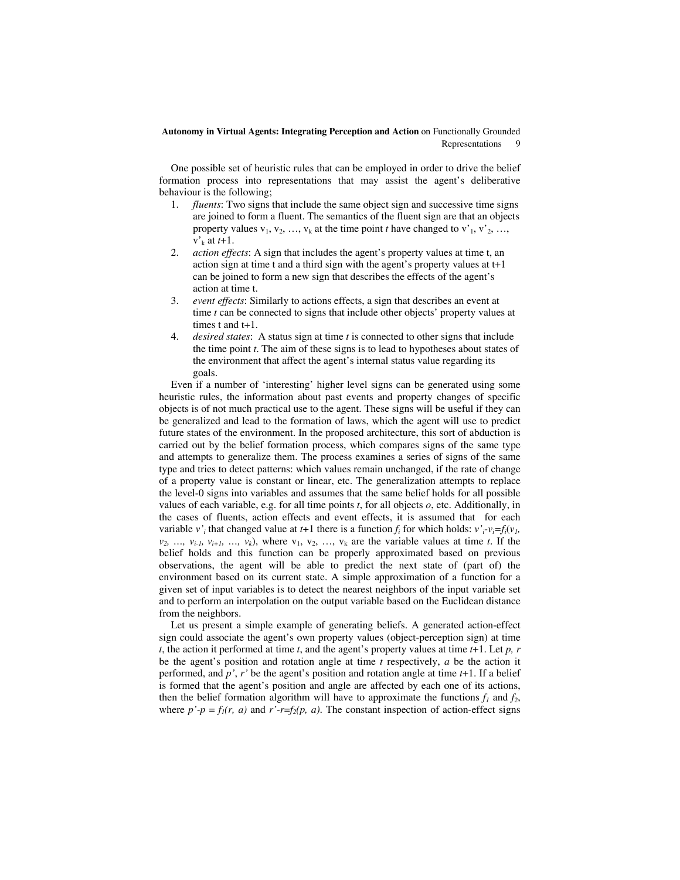One possible set of heuristic rules that can be employed in order to drive the belief formation process into representations that may assist the agent's deliberative behaviour is the following;

1. *fluents*: Two signs that include the same object sign and successive time signs are joined to form a fluent. The semantics of the fluent sign are that an objects property values $v_1$, $v_2$, …, $v_k$ at the time point *t* have changed to $v'_1$, $v'_2$, …, $v'_k$ at *t*+1.
2. *action effects*: A sign that includes the agent's property values at time t, an action sign at time t and a third sign with the agent's property values at t+1 can be joined to form a new sign that describes the effects of the agent's action at time t.
3. *event effects*: Similarly to actions effects, a sign that describes an event at time *t* can be connected to signs that include other objects' property values at times t and t+1.
4. *desired states*: A status sign at time *t* is connected to other signs that include the time point *t*. The aim of these signs is to lead to hypotheses about states of the environment that affect the agent's internal status value regarding its goals.

Even if a number of 'interesting' higher level signs can be generated using some heuristic rules, the information about past events and property changes of specific objects is of not much practical use to the agent. These signs will be useful if they can be generalized and lead to the formation of laws, which the agent will use to predict future states of the environment. In the proposed architecture, this sort of abduction is carried out by the belief formation process, which compares signs of the same type and attempts to generalize them. The process examines a series of signs of the same type and tries to detect patterns: which values remain unchanged, if the rate of change of a property value is constant or linear, etc. The generalization attempts to replace the level-0 signs into variables and assumes that the same belief holds for all possible values of each variable, e.g. for all time points *t*, for all objects *o*, etc. Additionally, in the cases of fluents, action effects and event effects, it is assumed that for each variable $v'_i$ that changed value at *t*+1 there is a function $f_i$ for which holds: $v'_i - v_i = f_i(v_1, v_2, \ldots, v_{i-1}, v_{i+1}, \ldots, v_k)$, where $v_1$, $v_2$, …, $v_k$ are the variable values at time *t*. If the belief holds and this function can be properly approximated based on previous observations, the agent will be able to predict the next state of (part of) the environment based on its current state. A simple approximation of a function for a given set of input variables is to detect the nearest neighbors of the input variable set and to perform an interpolation on the output variable based on the Euclidean distance from the neighbors.

Let us present a simple example of generating beliefs. A generated action-effect sign could associate the agent's own property values (object-perception sign) at time *t*, the action it performed at time *t*, and the agent's property values at time *t*+1. Let *p, r* be the agent's position and rotation angle at time *t* respectively, *a* be the action it performed, and *p'*, *r'* be the agent's position and rotation angle at time *t*+1. If a belief is formed that the agent's position and angle are affected by each one of its actions, then the belief formation algorithm will have to approximate the functions $f_1$ and $f_2$, where $p' - p = f_1(r, a)$ and $r' - r = f_2(p, a)$. The constant inspection of action-effect signs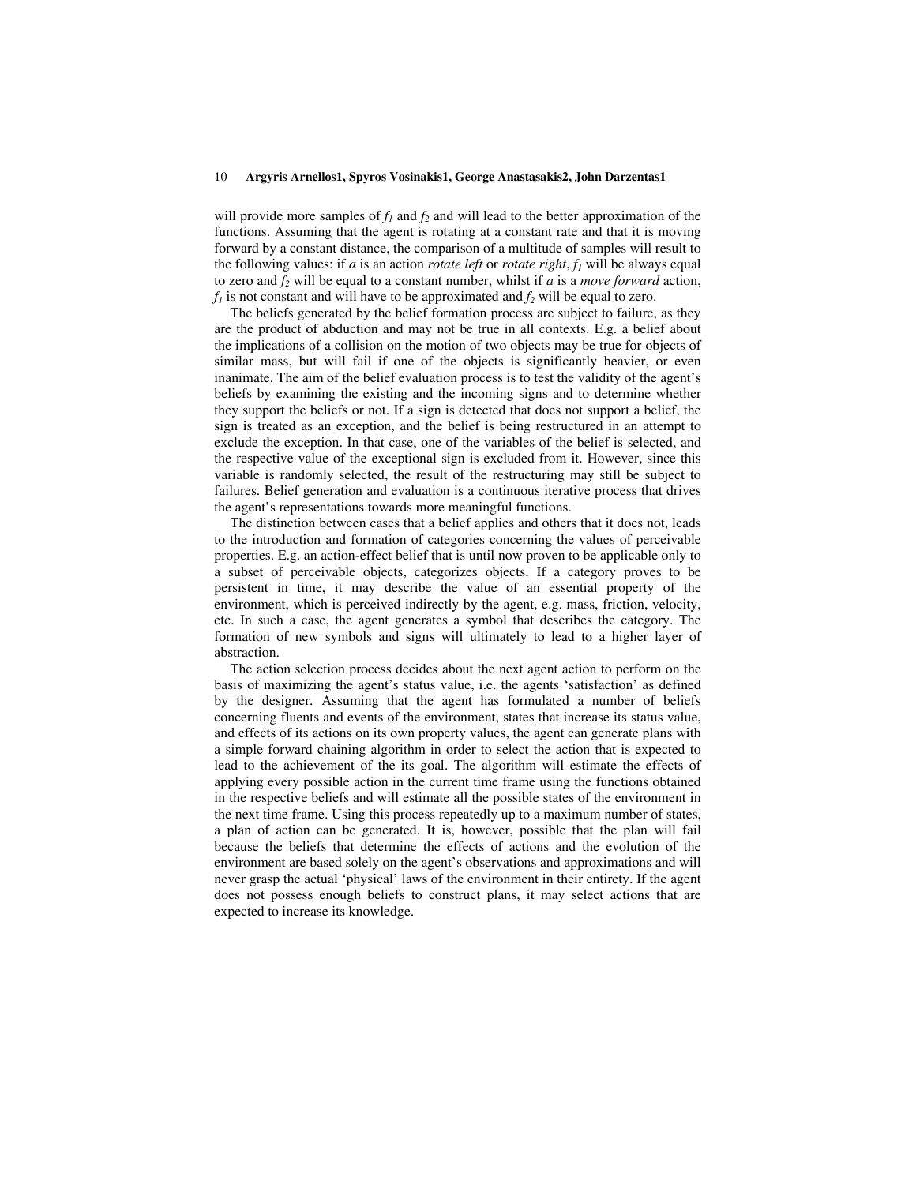will provide more samples of $f_1$ and $f_2$ and will lead to the better approximation of the functions. Assuming that the agent is rotating at a constant rate and that it is moving forward by a constant distance, the comparison of a multitude of samples will result to the following values: if *a* is an action *rotate left* or *rotate right*, $f_1$ will be always equal to zero and $f_2$ will be equal to a constant number, whilst if *a* is a *move forward* action, $f_1$ is not constant and will have to be approximated and $f_2$ will be equal to zero.

The beliefs generated by the belief formation process are subject to failure, as they are the product of abduction and may not be true in all contexts. E.g. a belief about the implications of a collision on the motion of two objects may be true for objects of similar mass, but will fail if one of the objects is significantly heavier, or even inanimate. The aim of the belief evaluation process is to test the validity of the agent's beliefs by examining the existing and the incoming signs and to determine whether they support the beliefs or not. If a sign is detected that does not support a belief, the sign is treated as an exception, and the belief is being restructured in an attempt to exclude the exception. In that case, one of the variables of the belief is selected, and the respective value of the exceptional sign is excluded from it. However, since this variable is randomly selected, the result of the restructuring may still be subject to failures. Belief generation and evaluation is a continuous iterative process that drives the agent's representations towards more meaningful functions.

The distinction between cases that a belief applies and others that it does not, leads to the introduction and formation of categories concerning the values of perceivable properties. E.g. an action-effect belief that is until now proven to be applicable only to a subset of perceivable objects, categorizes objects. If a category proves to be persistent in time, it may describe the value of an essential property of the environment, which is perceived indirectly by the agent, e.g. mass, friction, velocity, etc. In such a case, the agent generates a symbol that describes the category. The formation of new symbols and signs will ultimately to lead to a higher layer of abstraction.

The action selection process decides about the next agent action to perform on the basis of maximizing the agent's status value, i.e. the agents 'satisfaction' as defined by the designer. Assuming that the agent has formulated a number of beliefs concerning fluents and events of the environment, states that increase its status value, and effects of its actions on its own property values, the agent can generate plans with a simple forward chaining algorithm in order to select the action that is expected to lead to the achievement of the its goal. The algorithm will estimate the effects of applying every possible action in the current time frame using the functions obtained in the respective beliefs and will estimate all the possible states of the environment in the next time frame. Using this process repeatedly up to a maximum number of states, a plan of action can be generated. It is, however, possible that the plan will fail because the beliefs that determine the effects of actions and the evolution of the environment are based solely on the agent's observations and approximations and will never grasp the actual 'physical' laws of the environment in their entirety. If the agent does not possess enough beliefs to construct plans, it may select actions that are expected to increase its knowledge.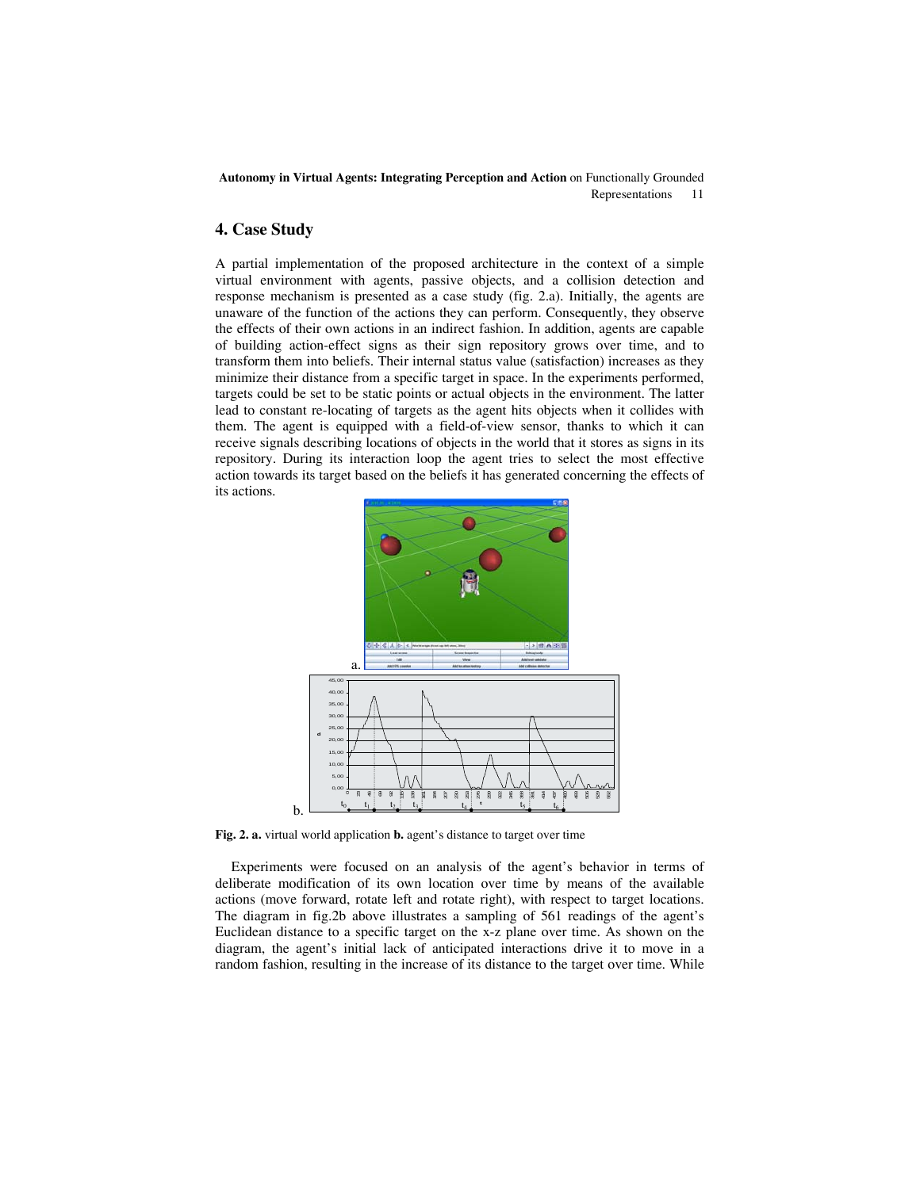## 4. Case Study

A partial implementation of the proposed architecture in the context of a simple virtual environment with agents, passive objects, and a collision detection and response mechanism is presented as a case study (fig. 2.a). Initially, the agents are unaware of the function of the actions they can perform. Consequently, they observe the effects of their own actions in an indirect fashion. In addition, agents are capable of building action-effect signs as their sign repository grows over time, and to transform them into beliefs. Their internal status value (satisfaction) increases as they minimize their distance from a specific target in space. In the experiments performed, targets could be set to be static points or actual objects in the environment. The latter lead to constant re-locating of targets as the agent hits objects when it collides with them. The agent is equipped with a field-of-view sensor, thanks to which it can receive signals describing locations of objects in the world that it stores as signs in its repository. During its interaction loop the agent tries to select the most effective action towards its target based on the beliefs it has generated concerning the effects of its actions.

a.

b.

45,00
40,00
35,00
30,00
25,00
20,00
15,00
10,00
5,00
0,00

d

t

$t_0$ $t_1$ $t_2$ $t_3$ $t_4$ $t_5$ $t_6$

**Fig. 2. a.** virtual world application **b.** agent's distance to target over time

Experiments were focused on an analysis of the agent's behavior in terms of deliberate modification of its own location over time by means of the available actions (move forward, rotate left and rotate right), with respect to target locations. The diagram in fig.2b above illustrates a sampling of 561 readings of the agent's Euclidean distance to a specific target on the x-z plane over time. As shown on the diagram, the agent's initial lack of anticipated interactions drive it to move in a random fashion, resulting in the increase of its distance to the target over time. While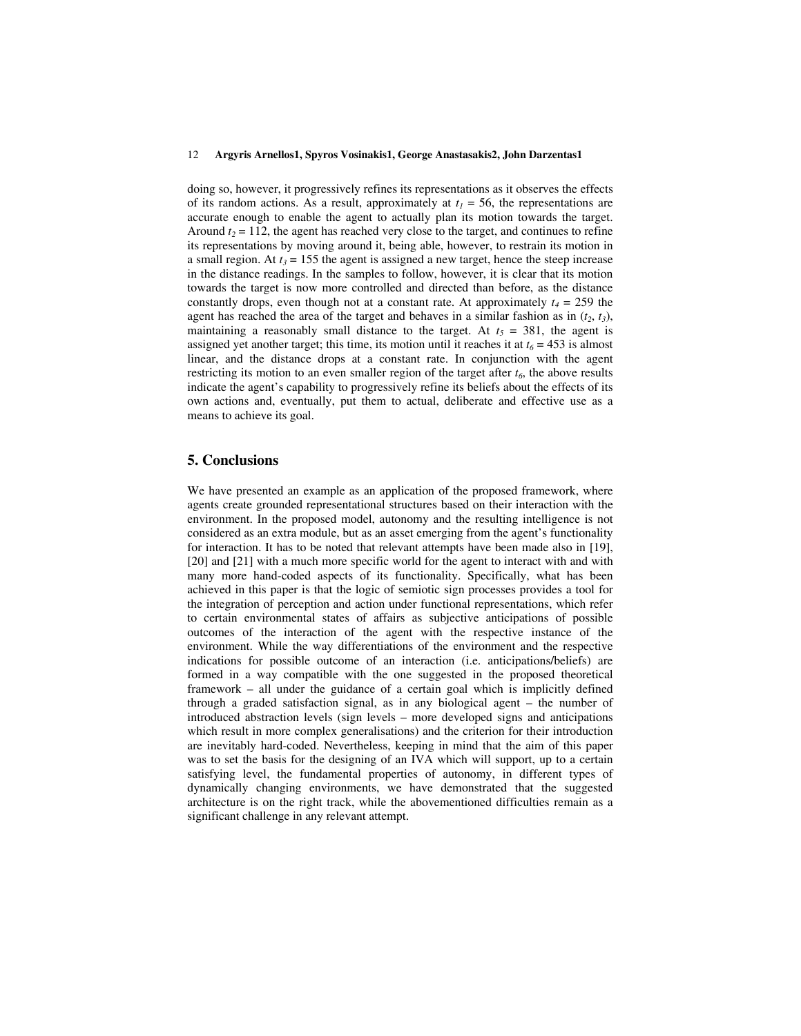doing so, however, it progressively refines its representations as it observes the effects of its random actions. As a result, approximately at $t_1 = 56$, the representations are accurate enough to enable the agent to actually plan its motion towards the target. Around $t_2 = 112$, the agent has reached very close to the target, and continues to refine its representations by moving around it, being able, however, to restrain its motion in a small region. At $t_3 = 155$ the agent is assigned a new target, hence the steep increase in the distance readings. In the samples to follow, however, it is clear that its motion towards the target is now more controlled and directed than before, as the distance constantly drops, even though not at a constant rate. At approximately $t_4 = 259$ the agent has reached the area of the target and behaves in a similar fashion as in ($t_2$, $t_3$), maintaining a reasonably small distance to the target. At $t_5 = 381$, the agent is assigned yet another target; this time, its motion until it reaches it at $t_6 = 453$ is almost linear, and the distance drops at a constant rate. In conjunction with the agent restricting its motion to an even smaller region of the target after $t_6$, the above results indicate the agent's capability to progressively refine its beliefs about the effects of its own actions and, eventually, put them to actual, deliberate and effective use as a means to achieve its goal.

## 5. Conclusions

We have presented an example as an application of the proposed framework, where agents create grounded representational structures based on their interaction with the environment. In the proposed model, autonomy and the resulting intelligence is not considered as an extra module, but as an asset emerging from the agent's functionality for interaction. It has to be noted that relevant attempts have been made also in [19], [20] and [21] with a much more specific world for the agent to interact with and with many more hand-coded aspects of its functionality. Specifically, what has been achieved in this paper is that the logic of semiotic sign processes provides a tool for the integration of perception and action under functional representations, which refer to certain environmental states of affairs as subjective anticipations of possible outcomes of the interaction of the agent with the respective instance of the environment. While the way differentiations of the environment and the respective indications for possible outcome of an interaction (i.e. anticipations/beliefs) are formed in a way compatible with the one suggested in the proposed theoretical framework – all under the guidance of a certain goal which is implicitly defined through a graded satisfaction signal, as in any biological agent – the number of introduced abstraction levels (sign levels – more developed signs and anticipations which result in more complex generalisations) and the criterion for their introduction are inevitably hard-coded. Nevertheless, keeping in mind that the aim of this paper was to set the basis for the designing of an IVA which will support, up to a certain satisfying level, the fundamental properties of autonomy, in different types of dynamically changing environments, we have demonstrated that the suggested architecture is on the right track, while the abovementioned difficulties remain as a significant challenge in any relevant attempt.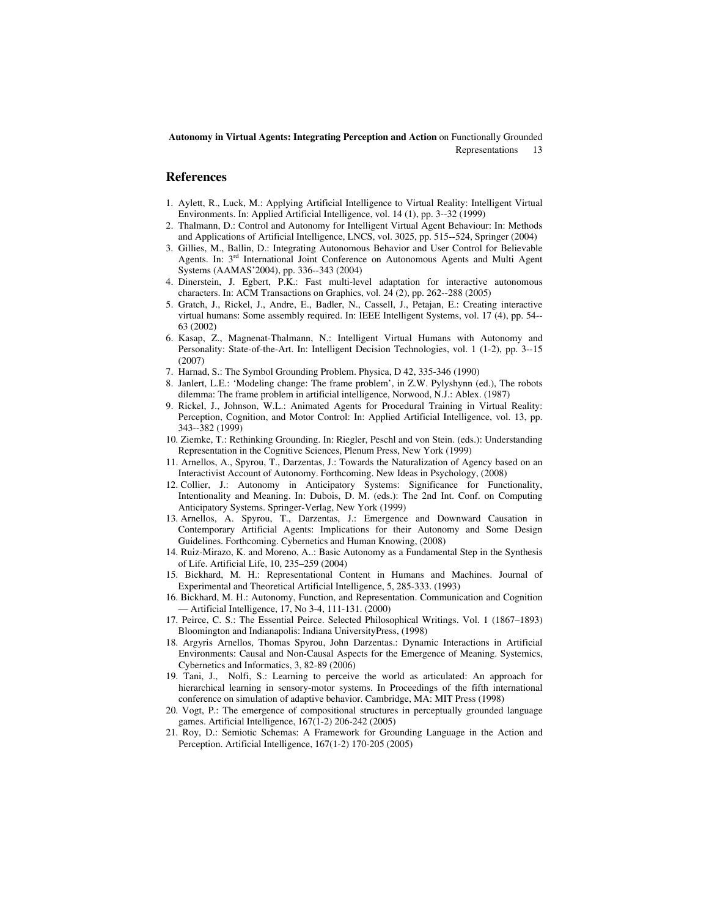## References

1. Aylett, R., Luck, M.: Applying Artificial Intelligence to Virtual Reality: Intelligent Virtual Environments. In: Applied Artificial Intelligence, vol. 14 (1), pp. 3--32 (1999)
2. Thalmann, D.: Control and Autonomy for Intelligent Virtual Agent Behaviour: In: Methods and Applications of Artificial Intelligence, LNCS, vol. 3025, pp. 515--524, Springer (2004)
3. Gillies, M., Ballin, D.: Integrating Autonomous Behavior and User Control for Believable Agents. In: 3rd International Joint Conference on Autonomous Agents and Multi Agent Systems (AAMAS'2004), pp. 336--343 (2004)
4. Dinerstein, J. Egbert, P.K.: Fast multi-level adaptation for interactive autonomous characters. In: ACM Transactions on Graphics, vol. 24 (2), pp. 262--288 (2005)
5. Gratch, J., Rickel, J., Andre, E., Badler, N., Cassell, J., Petajan, E.: Creating interactive virtual humans: Some assembly required. In: IEEE Intelligent Systems, vol. 17 (4), pp. 54--63 (2002)
6. Kasap, Z., Magnenat-Thalmann, N.: Intelligent Virtual Humans with Autonomy and Personality: State-of-the-Art. In: Intelligent Decision Technologies, vol. 1 (1-2), pp. 3--15 (2007)
7. Harnad, S.: The Symbol Grounding Problem. Physica, D 42, 335-346 (1990)
8. Janlert, L.E.: 'Modeling change: The frame problem', in Z.W. Pylyshynn (ed.), The robots dilemma: The frame problem in artificial intelligence, Norwood, N.J.: Ablex. (1987)
9. Rickel, J., Johnson, W.L.: Animated Agents for Procedural Training in Virtual Reality: Perception, Cognition, and Motor Control: In: Applied Artificial Intelligence, vol. 13, pp. 343--382 (1999)
10. Ziemke, T.: Rethinking Grounding. In: Riegler, Peschl and von Stein. (eds.): Understanding Representation in the Cognitive Sciences, Plenum Press, New York (1999)
11. Arnellos, A., Spyrou, T., Darzentas, J.: Towards the Naturalization of Agency based on an Interactivist Account of Autonomy. Forthcoming. New Ideas in Psychology, (2008)
12. Collier, J.: Autonomy in Anticipatory Systems: Significance for Functionality, Intentionality and Meaning. In: Dubois, D. M. (eds.): The 2nd Int. Conf. on Computing Anticipatory Systems. Springer-Verlag, New York (1999)
13. Arnellos, A. Spyrou, T., Darzentas, J.: Emergence and Downward Causation in Contemporary Artificial Agents: Implications for their Autonomy and Some Design Guidelines. Forthcoming. Cybernetics and Human Knowing, (2008)
14. Ruiz-Mirazo, K. and Moreno, A..: Basic Autonomy as a Fundamental Step in the Synthesis of Life. Artificial Life, 10, 235–259 (2004)
15. Bickhard, M. H.: Representational Content in Humans and Machines. Journal of Experimental and Theoretical Artificial Intelligence, 5, 285-333. (1993)
16. Bickhard, M. H.: Autonomy, Function, and Representation. Communication and Cognition — Artificial Intelligence, 17, No 3-4, 111-131. (2000)
17. Peirce, C. S.: The Essential Peirce. Selected Philosophical Writings. Vol. 1 (1867–1893) Bloomington and Indianapolis: Indiana UniversityPress, (1998)
18. Argyris Arnellos, Thomas Spyrou, John Darzentas.: Dynamic Interactions in Artificial Environments: Causal and Non-Causal Aspects for the Emergence of Meaning. Systemics, Cybernetics and Informatics, 3, 82-89 (2006)
19. Tani, J., Nolfi, S.: Learning to perceive the world as articulated: An approach for hierarchical learning in sensory-motor systems. In Proceedings of the fifth international conference on simulation of adaptive behavior. Cambridge, MA: MIT Press (1998)
20. Vogt, P.: The emergence of compositional structures in perceptually grounded language games. Artificial Intelligence, 167(1-2) 206-242 (2005)
21. Roy, D.: Semiotic Schemas: A Framework for Grounding Language in the Action and Perception. Artificial Intelligence, 167(1-2) 170-205 (2005)